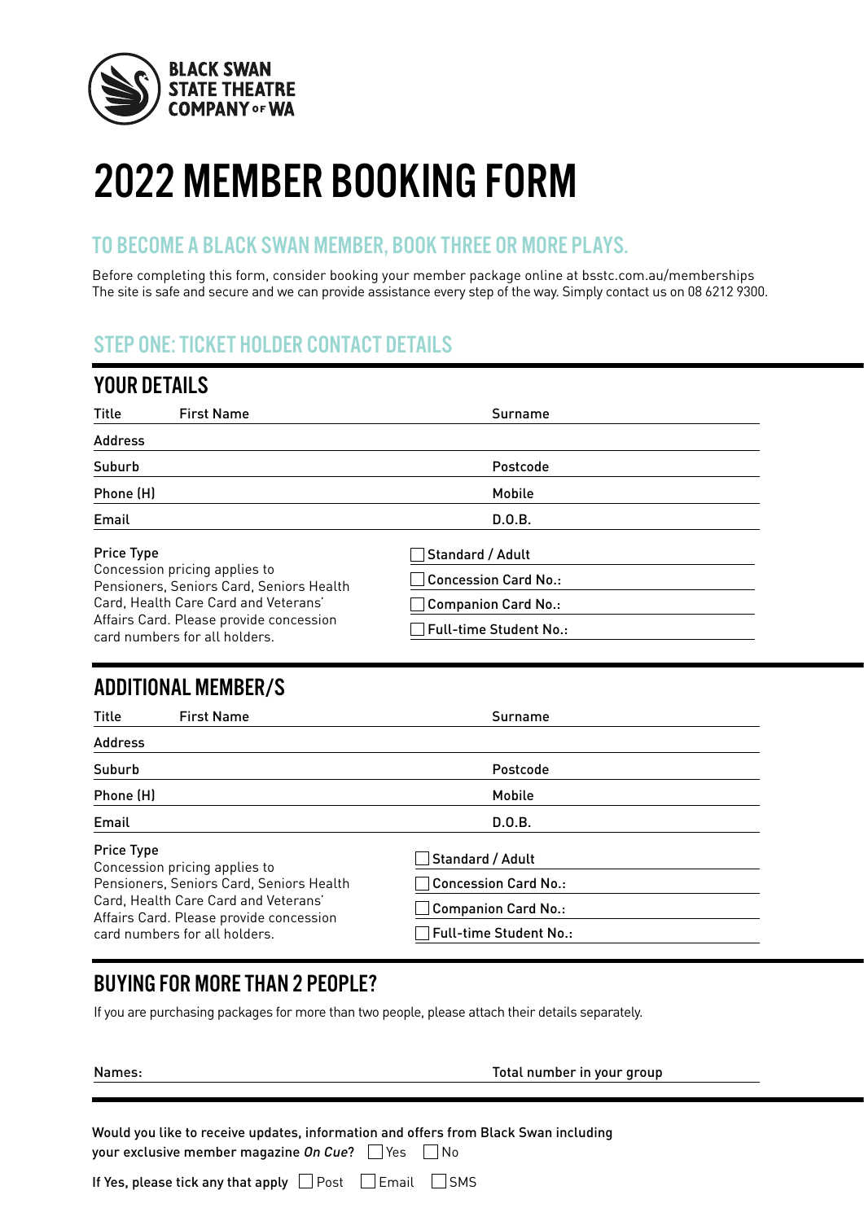BLACK SWAN STATE THEATRE COMPANY OF WA

# 2022 MEMBER BOOKING FORM

## TO BECOME A BLACK SWAN MEMBER, BOOK THREE OR MORE PLAYS.

Before completing this form, consider booking your member package online at bsstc.com.au/memberships
The site is safe and secure and we can provide assistance every step of the way. Simply contact us on 08 6212 9300.

## STEP ONE: TICKET HOLDER CONTACT DETAILS

### YOUR DETAILS

Title First Name Surname

Address

Suburb Postcode

Phone (H) Mobile

Email D.O.B.

Price Type
Concession pricing applies to Pensioners, Seniors Card, Seniors Health Card, Health Care Card and Veterans' Affairs Card. Please provide concession card numbers for all holders.

- ☐ Standard / Adult
- ☐ Concession Card No.:
- ☐ Companion Card No.:
- ☐ Full-time Student No.:

### ADDITIONAL MEMBER/S

Title First Name Surname

Address

Suburb Postcode

Phone (H) Mobile

Email D.O.B.

Price Type
Concession pricing applies to Pensioners, Seniors Card, Seniors Health Card, Health Care Card and Veterans' Affairs Card. Please provide concession card numbers for all holders.

- ☐ Standard / Adult
- ☐ Concession Card No.:
- ☐ Companion Card No.:
- ☐ Full-time Student No.:

### BUYING FOR MORE THAN 2 PEOPLE?

If you are purchasing packages for more than two people, please attach their details separately.

Names: Total number in your group

Would you like to receive updates, information and offers from Black Swan including your exclusive member magazine *On Cue*? ☐ Yes ☐ No

If Yes, please tick any that apply ☐ Post ☐ Email ☐ SMS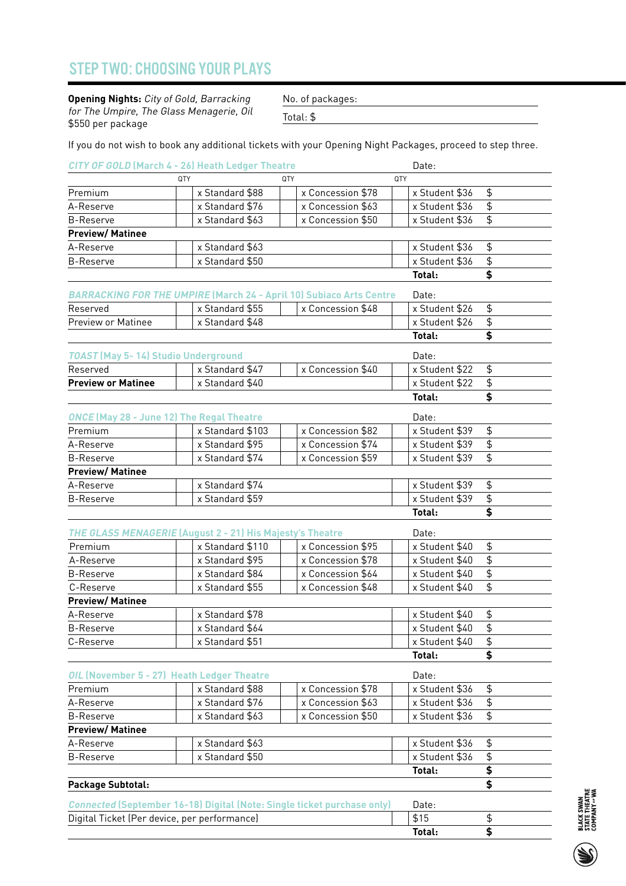## STEP TWO: CHOOSING YOUR PLAYS

**Opening Nights:** *City of Gold, Barracking for The Umpire, The Glass Menagerie, Oil*
$550 per package

No. of packages:

Total: $

If you do not wish to book any additional tickets with your Opening Night Packages, proceed to step three.

***CITY OF GOLD*** **(March 4 - 26) Heath Ledger Theatre** Date:

| | QTY | | QTY | | QTY | | |
|---|---|---|---|---|---|---|---|
| Premium | | x Standard $88 | | x Concession $78 | | x Student $36 | $ |
| A-Reserve | | x Standard $76 | | x Concession $63 | | x Student $36 | $ |
| B-Reserve | | x Standard $63 | | x Concession $50 | | x Student $36 | $ |
| **Preview/ Matinee** | | | | | | | |
| A-Reserve | | x Standard $63 | | | | x Student $36 | $ |
| B-Reserve | | x Standard $50 | | | | x Student $36 | $ |
| | | | | | | **Total:** | **$** |

***BARRACKING FOR THE UMPIRE*** **(March 24 - April 10) Subiaco Arts Centre** Date:

| | | | | | | | |
|---|---|---|---|---|---|---|---|
| Reserved | | x Standard $55 | | x Concession $48 | | x Student $26 | $ |
| Preview or Matinee | | x Standard $48 | | | | x Student $26 | $ |
| | | | | | | **Total:** | **$** |

***TOAST*** **(May 5- 14) Studio Underground** Date:

| | | | | | | | |
|---|---|---|---|---|---|---|---|
| Reserved | | x Standard $47 | | x Concession $40 | | x Student $22 | $ |
| **Preview or Matinee** | | x Standard $40 | | | | x Student $22 | $ |
| | | | | | | **Total:** | **$** |

***ONCE*** **(May 28 - June 12) The Regal Theatre** Date:

| | | | | | | | |
|---|---|---|---|---|---|---|---|
| Premium | | x Standard $103 | | x Concession $82 | | x Student $39 | $ |
| A-Reserve | | x Standard $95 | | x Concession $74 | | x Student $39 | $ |
| B-Reserve | | x Standard $74 | | x Concession $59 | | x Student $39 | $ |
| **Preview/ Matinee** | | | | | | | |
| A-Reserve | | x Standard $74 | | | | x Student $39 | $ |
| B-Reserve | | x Standard $59 | | | | x Student $39 | $ |
| | | | | | | **Total:** | **$** |

***THE GLASS MENAGERIE*** **(August 2 - 21) His Majesty's Theatre** Date:

| | | | | | | | |
|---|---|---|---|---|---|---|---|
| Premium | | x Standard $110 | | x Concession $95 | | x Student $40 | $ |
| A-Reserve | | x Standard $95 | | x Concession $78 | | x Student $40 | $ |
| B-Reserve | | x Standard $84 | | x Concession $64 | | x Student $40 | $ |
| C-Reserve | | x Standard $55 | | x Concession $48 | | x Student $40 | $ |
| **Preview/ Matinee** | | | | | | | |
| A-Reserve | | x Standard $78 | | | | x Student $40 | $ |
| B-Reserve | | x Standard $64 | | | | x Student $40 | $ |
| C-Reserve | | x Standard $51 | | | | x Student $40 | $ |
| | | | | | | **Total:** | **$** |

***OIL*** **(November 5 - 27) Heath Ledger Theatre** Date:

| | | | | | | | |
|---|---|---|---|---|---|---|---|
| Premium | | x Standard $88 | | x Concession $78 | | x Student $36 | $ |
| A-Reserve | | x Standard $76 | | x Concession $63 | | x Student $36 | $ |
| B-Reserve | | x Standard $63 | | x Concession $50 | | x Student $36 | $ |
| **Preview/ Matinee** | | | | | | | |
| A-Reserve | | x Standard $63 | | | | x Student $36 | $ |
| B-Reserve | | x Standard $50 | | | | x Student $36 | $ |
| | | | | | | **Total:** | **$** |
| **Package Subtotal:** | | | | | | | **$** |

***Connected*** **(September 16-18) Digital (Note: Single ticket purchase only)** Date:

| | | |
|---|---|---|
| Digital Ticket (Per device, per performance) | $15 | $ |
| | **Total:** | **$** |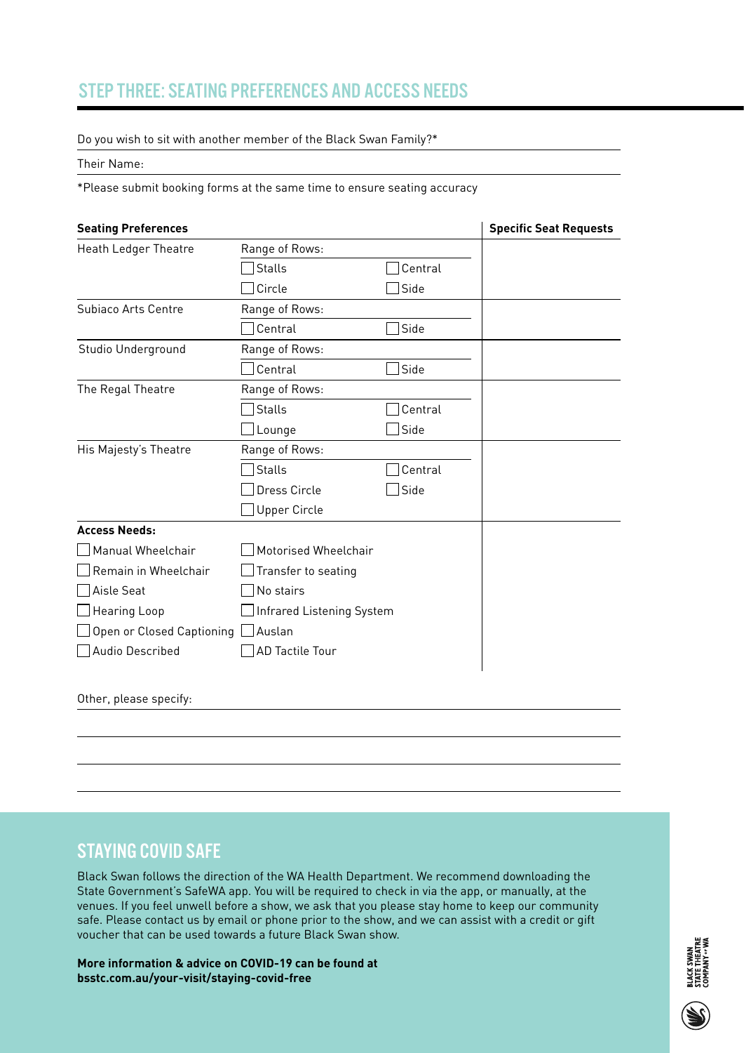## STEP THREE: SEATING PREFERENCES AND ACCESS NEEDS

Do you wish to sit with another member of the Black Swan Family?*

Their Name:

*Please submit booking forms at the same time to ensure seating accuracy

| Seating Preferences | | | Specific Seat Requests |
|---|---|---|---|
| Heath Ledger Theatre | Range of Rows: | | |
| | ☐ Stalls | ☐ Central | |
| | ☐ Circle | ☐ Side | |
| Subiaco Arts Centre | Range of Rows: | | |
| | ☐ Central | ☐ Side | |
| Studio Underground | Range of Rows: | | |
| | ☐ Central | ☐ Side | |
| The Regal Theatre | Range of Rows: | | |
| | ☐ Stalls | ☐ Central | |
| | ☐ Lounge | ☐ Side | |
| His Majesty's Theatre | Range of Rows: | | |
| | ☐ Stalls | ☐ Central | |
| | ☐ Dress Circle | ☐ Side | |
| | ☐ Upper Circle | | |

**Access Needs:**

| | |
|---|---|
| ☐ Manual Wheelchair | ☐ Motorised Wheelchair |
| ☐ Remain in Wheelchair | ☐ Transfer to seating |
| ☐ Aisle Seat | ☐ No stairs |
| ☐ Hearing Loop | ☐ Infrared Listening System |
| ☐ Open or Closed Captioning | ☐ Auslan |
| ☐ Audio Described | ☐ AD Tactile Tour |

Other, please specify:

## STAYING COVID SAFE

Black Swan follows the direction of the WA Health Department. We recommend downloading the State Government's SafeWA app. You will be required to check in via the app, or manually, at the venues. If you feel unwell before a show, we ask that you please stay home to keep our community safe. Please contact us by email or phone prior to the show, and we can assist with a credit or gift voucher that can be used towards a future Black Swan show.

**More information & advice on COVID-19 can be found at bsstc.com.au/your-visit/staying-covid-free**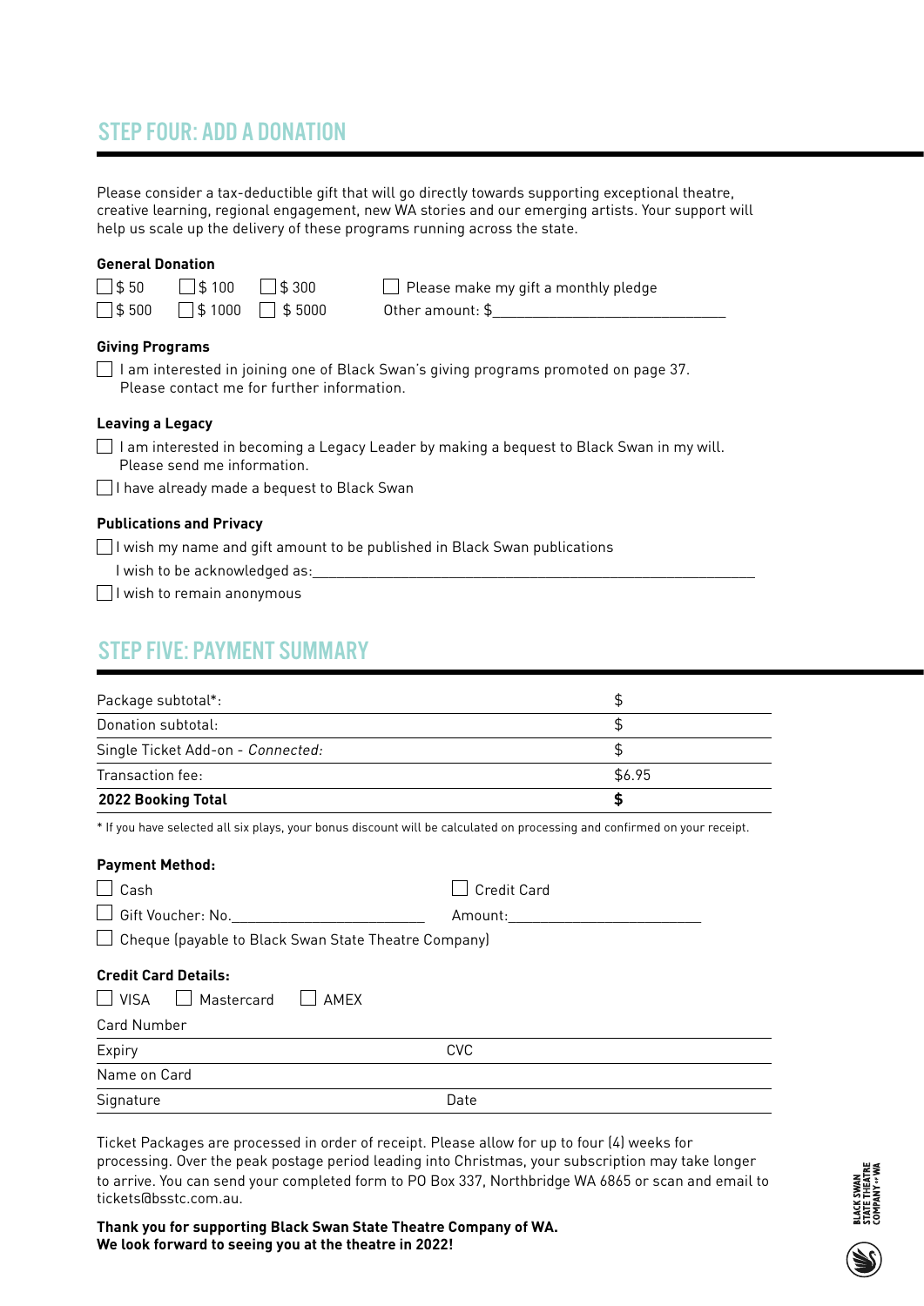## STEP FOUR: ADD A DONATION

Please consider a tax-deductible gift that will go directly towards supporting exceptional theatre, creative learning, regional engagement, new WA stories and our emerging artists. Your support will help us scale up the delivery of these programs running across the state.

**General Donation**

☐ $ 50 ☐ $ 100 ☐ $ 300 ☐ Please make my gift a monthly pledge

☐ $ 500 ☐ $ 1000 ☐ $ 5000 Other amount: $______________________________

**Giving Programs**

☐ I am interested in joining one of Black Swan's giving programs promoted on page 37. Please contact me for further information.

**Leaving a Legacy**

☐ I am interested in becoming a Legacy Leader by making a bequest to Black Swan in my will. Please send me information.

☐ I have already made a bequest to Black Swan

**Publications and Privacy**

☐ I wish my name and gift amount to be published in Black Swan publications

I wish to be acknowledged as:____________________________________________________________

☐ I wish to remain anonymous

## STEP FIVE: PAYMENT SUMMARY

| | |
|---|---|
| Package subtotal*: | $ |
| Donation subtotal: | $ |
| Single Ticket Add-on - *Connected:* | $ |
| Transaction fee: | $6.95 |
| **2022 Booking Total** | **$** |

* If you have selected all six plays, your bonus discount will be calculated on processing and confirmed on your receipt.

**Payment Method:**

☐ Cash ☐ Credit Card

☐ Gift Voucher: No.________________________ Amount:_________________________

☐ Cheque (payable to Black Swan State Theatre Company)

**Credit Card Details:**

☐ VISA ☐ Mastercard ☐ AMEX

Card Number

Expiry CVC

Name on Card

Signature Date

Ticket Packages are processed in order of receipt. Please allow for up to four (4) weeks for processing. Over the peak postage period leading into Christmas, your subscription may take longer to arrive. You can send your completed form to PO Box 337, Northbridge WA 6865 or scan and email to tickets@bsstc.com.au.

**Thank you for supporting Black Swan State Theatre Company of WA.**
**We look forward to seeing you at the theatre in 2022!**